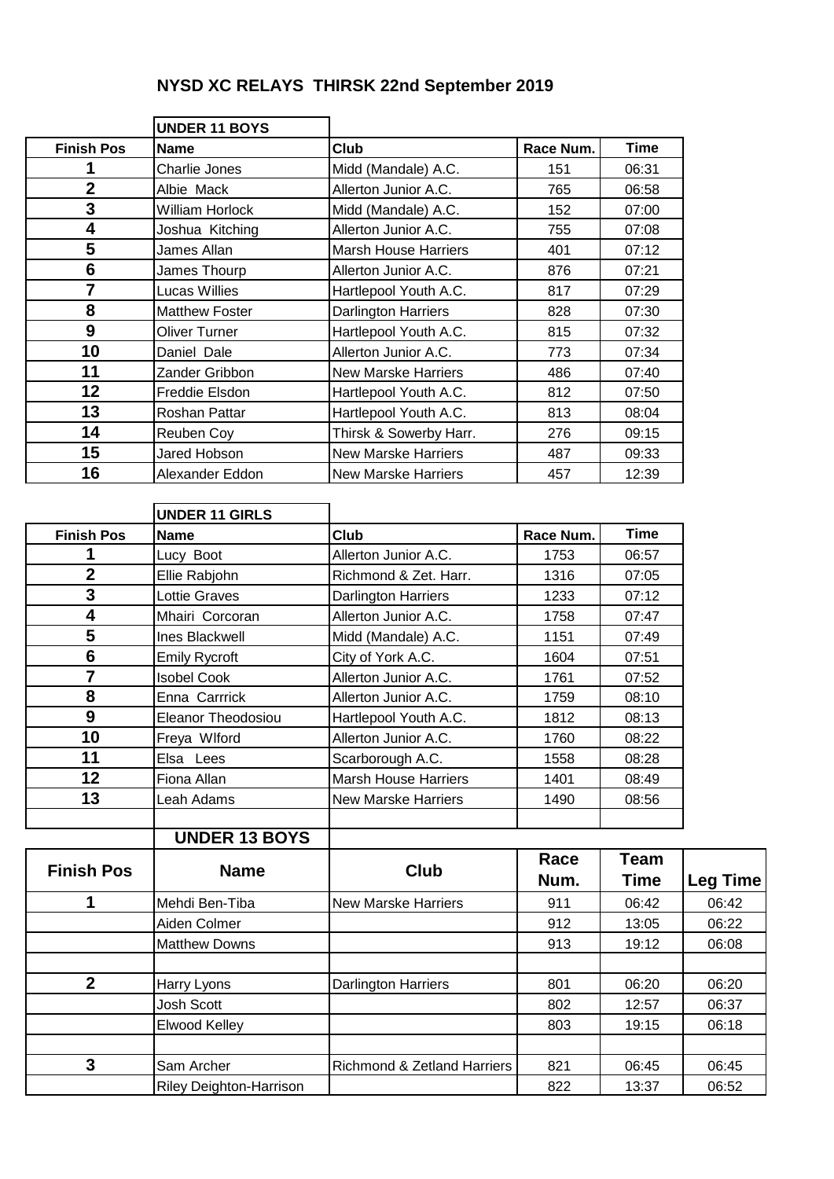# NYSD XC RELAYS THIRSK 22nd September 2019

## UNDER 11 BOYS

| Finish Pos | Name | Club | Race Num. | Time |
|---|---|---|---|---|
| 1 | Charlie Jones | Midd (Mandale) A.C. | 151 | 06:31 |
| 2 | Albie Mack | Allerton Junior A.C. | 765 | 06:58 |
| 3 | William Horlock | Midd (Mandale) A.C. | 152 | 07:00 |
| 4 | Joshua Kitching | Allerton Junior A.C. | 755 | 07:08 |
| 5 | James Allan | Marsh House Harriers | 401 | 07:12 |
| 6 | James Thourp | Allerton Junior A.C. | 876 | 07:21 |
| 7 | Lucas Willies | Hartlepool Youth A.C. | 817 | 07:29 |
| 8 | Matthew Foster | Darlington Harriers | 828 | 07:30 |
| 9 | Oliver Turner | Hartlepool Youth A.C. | 815 | 07:32 |
| 10 | Daniel Dale | Allerton Junior A.C. | 773 | 07:34 |
| 11 | Zander Gribbon | New Marske Harriers | 486 | 07:40 |
| 12 | Freddie Elsdon | Hartlepool Youth A.C. | 812 | 07:50 |
| 13 | Roshan Pattar | Hartlepool Youth A.C. | 813 | 08:04 |
| 14 | Reuben Coy | Thirsk & Sowerby Harr. | 276 | 09:15 |
| 15 | Jared Hobson | New Marske Harriers | 487 | 09:33 |
| 16 | Alexander Eddon | New Marske Harriers | 457 | 12:39 |

## UNDER 11 GIRLS

| Finish Pos | Name | Club | Race Num. | Time |
|---|---|---|---|---|
| 1 | Lucy Boot | Allerton Junior A.C. | 1753 | 06:57 |
| 2 | Ellie Rabjohn | Richmond & Zet. Harr. | 1316 | 07:05 |
| 3 | Lottie Graves | Darlington Harriers | 1233 | 07:12 |
| 4 | Mhairi Corcoran | Allerton Junior A.C. | 1758 | 07:47 |
| 5 | Ines Blackwell | Midd (Mandale) A.C. | 1151 | 07:49 |
| 6 | Emily Rycroft | City of York A.C. | 1604 | 07:51 |
| 7 | Isobel Cook | Allerton Junior A.C. | 1761 | 07:52 |
| 8 | Enna Carrrick | Allerton Junior A.C. | 1759 | 08:10 |
| 9 | Eleanor Theodosiou | Hartlepool Youth A.C. | 1812 | 08:13 |
| 10 | Freya WIford | Allerton Junior A.C. | 1760 | 08:22 |
| 11 | Elsa Lees | Scarborough A.C. | 1558 | 08:28 |
| 12 | Fiona Allan | Marsh House Harriers | 1401 | 08:49 |
| 13 | Leah Adams | New Marske Harriers | 1490 | 08:56 |

## UNDER 13 BOYS

| Finish Pos | Name | Club | Race Num. | Team Time | Leg Time |
|---|---|---|---|---|---|
| 1 | Mehdi Ben-Tiba | New Marske Harriers | 911 | 06:42 | 06:42 |
| | Aiden Colmer | | 912 | 13:05 | 06:22 |
| | Matthew Downs | | 913 | 19:12 | 06:08 |
| | | | | | |
| 2 | Harry Lyons | Darlington Harriers | 801 | 06:20 | 06:20 |
| | Josh Scott | | 802 | 12:57 | 06:37 |
| | Elwood Kelley | | 803 | 19:15 | 06:18 |
| | | | | | |
| 3 | Sam Archer | Richmond & Zetland Harriers | 821 | 06:45 | 06:45 |
| | Riley Deighton-Harrison | | 822 | 13:37 | 06:52 |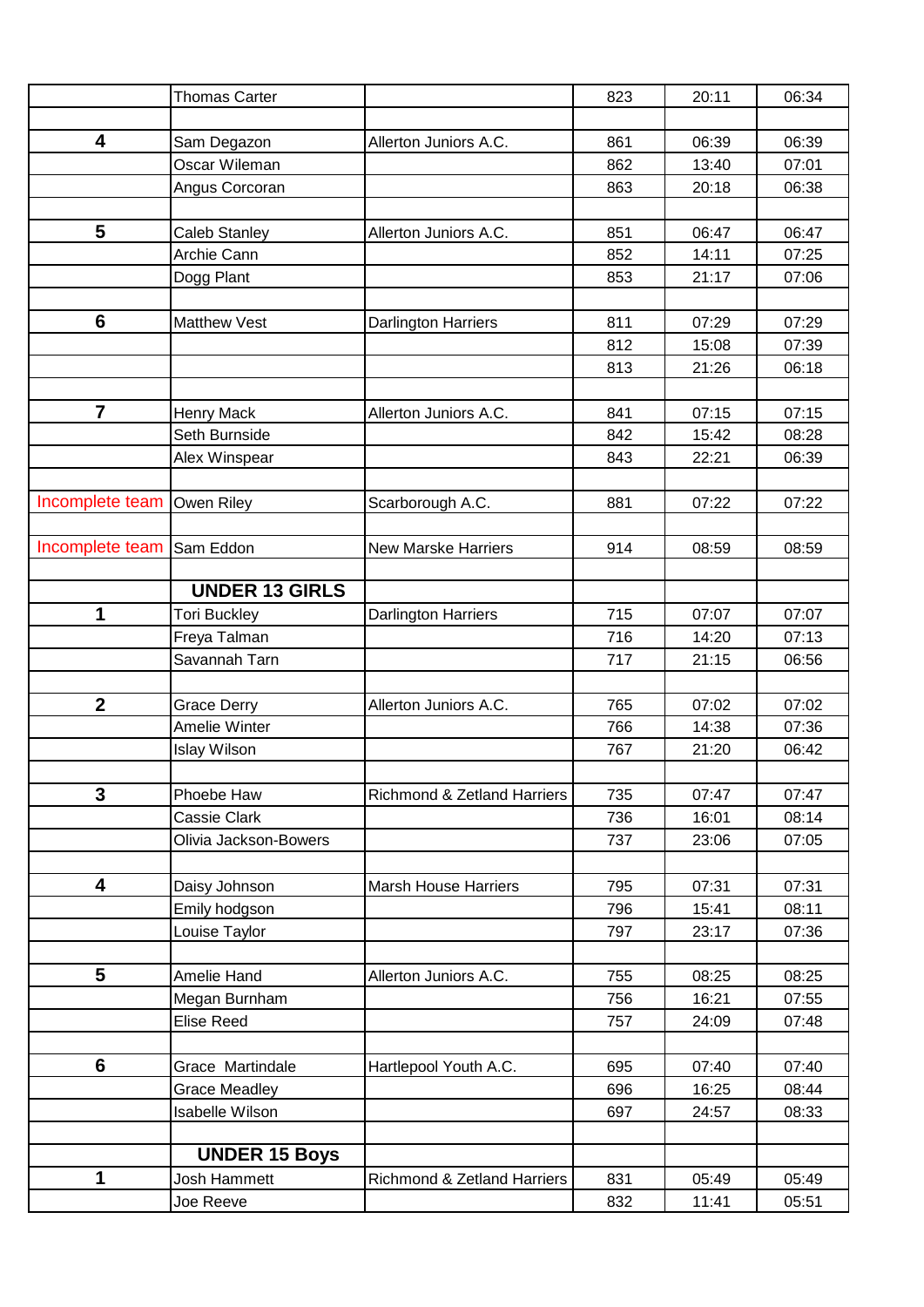| | | | | | |
|---|---|---|---|---|---|
| | Thomas Carter | | 823 | 20:11 | 06:34 |
| | | | | | |
| **4** | Sam Degazon | Allerton Juniors A.C. | 861 | 06:39 | 06:39 |
| | Oscar Wileman | | 862 | 13:40 | 07:01 |
| | Angus Corcoran | | 863 | 20:18 | 06:38 |
| | | | | | |
| **5** | Caleb Stanley | Allerton Juniors A.C. | 851 | 06:47 | 06:47 |
| | Archie Cann | | 852 | 14:11 | 07:25 |
| | Dogg Plant | | 853 | 21:17 | 07:06 |
| | | | | | |
| **6** | Matthew Vest | Darlington Harriers | 811 | 07:29 | 07:29 |
| | | | 812 | 15:08 | 07:39 |
| | | | 813 | 21:26 | 06:18 |
| | | | | | |
| **7** | Henry Mack | Allerton Juniors A.C. | 841 | 07:15 | 07:15 |
| | Seth Burnside | | 842 | 15:42 | 08:28 |
| | Alex Winspear | | 843 | 22:21 | 06:39 |
| | | | | | |
| Incomplete team | Owen Riley | Scarborough A.C. | 881 | 07:22 | 07:22 |
| | | | | | |
| Incomplete team | Sam Eddon | New Marske Harriers | 914 | 08:59 | 08:59 |
| | | | | | |
| | **UNDER 13 GIRLS** | | | | |
| **1** | Tori Buckley | Darlington Harriers | 715 | 07:07 | 07:07 |
| | Freya Talman | | 716 | 14:20 | 07:13 |
| | Savannah Tarn | | 717 | 21:15 | 06:56 |
| | | | | | |
| **2** | Grace Derry | Allerton Juniors A.C. | 765 | 07:02 | 07:02 |
| | Amelie Winter | | 766 | 14:38 | 07:36 |
| | Islay Wilson | | 767 | 21:20 | 06:42 |
| | | | | | |
| **3** | Phoebe Haw | Richmond & Zetland Harriers | 735 | 07:47 | 07:47 |
| | Cassie Clark | | 736 | 16:01 | 08:14 |
| | Olivia Jackson-Bowers | | 737 | 23:06 | 07:05 |
| | | | | | |
| **4** | Daisy Johnson | Marsh House Harriers | 795 | 07:31 | 07:31 |
| | Emily hodgson | | 796 | 15:41 | 08:11 |
| | Louise Taylor | | 797 | 23:17 | 07:36 |
| | | | | | |
| **5** | Amelie Hand | Allerton Juniors A.C. | 755 | 08:25 | 08:25 |
| | Megan Burnham | | 756 | 16:21 | 07:55 |
| | Elise Reed | | 757 | 24:09 | 07:48 |
| | | | | | |
| **6** | Grace Martindale | Hartlepool Youth A.C. | 695 | 07:40 | 07:40 |
| | Grace Meadley | | 696 | 16:25 | 08:44 |
| | Isabelle Wilson | | 697 | 24:57 | 08:33 |
| | | | | | |
| | **UNDER 15 Boys** | | | | |
| **1** | Josh Hammett | Richmond & Zetland Harriers | 831 | 05:49 | 05:49 |
| | Joe Reeve | | 832 | 11:41 | 05:51 |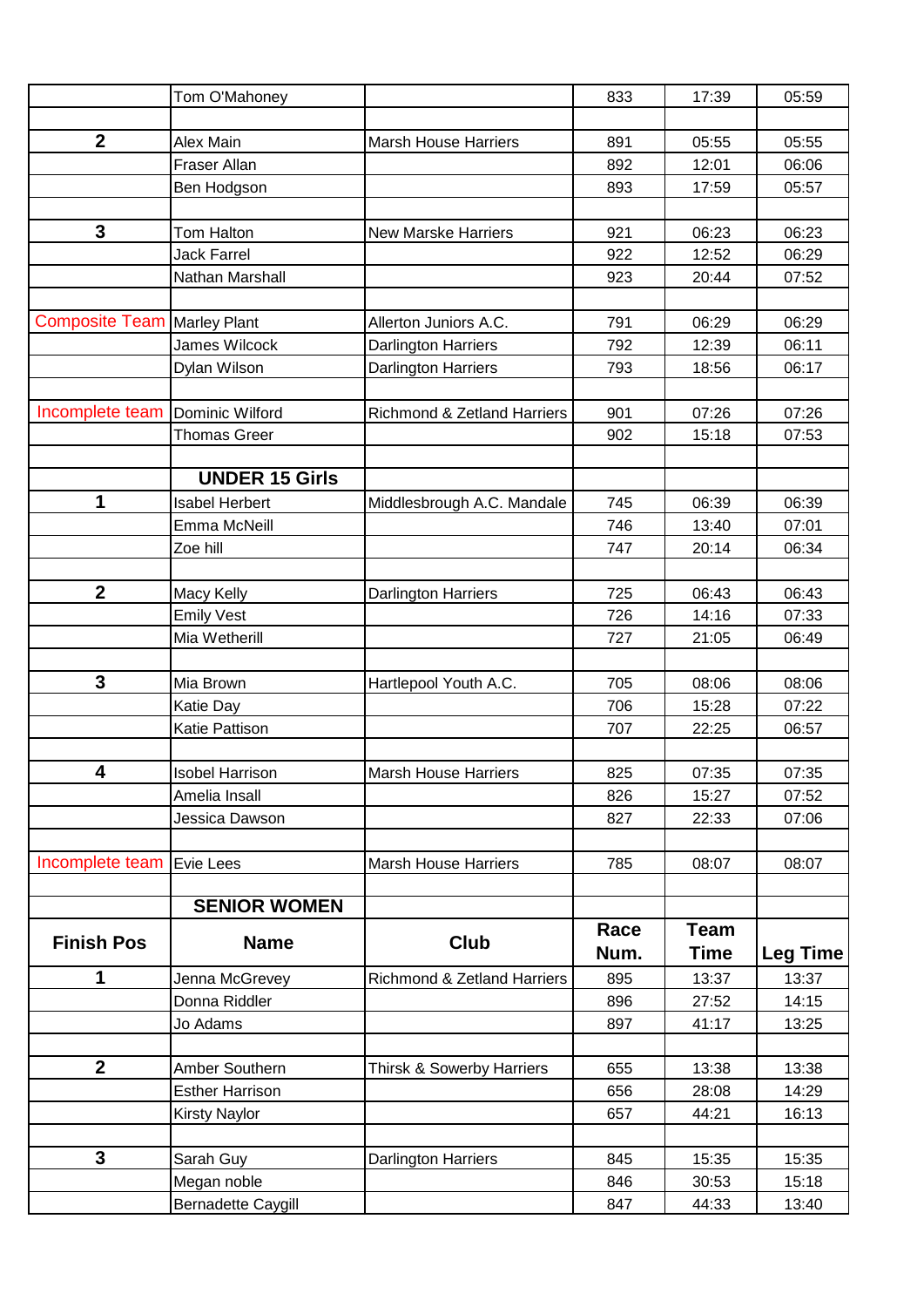| | Tom O'Mahoney | | 833 | 17:39 | 05:59 |
|---|---|---|---|---|---|
| | | | | | |
| **2** | Alex Main | Marsh House Harriers | 891 | 05:55 | 05:55 |
| | Fraser Allan | | 892 | 12:01 | 06:06 |
| | Ben Hodgson | | 893 | 17:59 | 05:57 |
| | | | | | |
| **3** | Tom Halton | New Marske Harriers | 921 | 06:23 | 06:23 |
| | Jack Farrel | | 922 | 12:52 | 06:29 |
| | Nathan Marshall | | 923 | 20:44 | 07:52 |
| | | | | | |
| Composite Team | Marley Plant | Allerton Juniors A.C. | 791 | 06:29 | 06:29 |
| | James Wilcock | Darlington Harriers | 792 | 12:39 | 06:11 |
| | Dylan Wilson | Darlington Harriers | 793 | 18:56 | 06:17 |
| | | | | | |
| Incomplete team | Dominic Wilford | Richmond & Zetland Harriers | 901 | 07:26 | 07:26 |
| | Thomas Greer | | 902 | 15:18 | 07:53 |
| | | | | | |
| | **UNDER 15 Girls** | | | | |
| **1** | Isabel Herbert | Middlesbrough A.C. Mandale | 745 | 06:39 | 06:39 |
| | Emma McNeill | | 746 | 13:40 | 07:01 |
| | Zoe hill | | 747 | 20:14 | 06:34 |
| | | | | | |
| **2** | Macy Kelly | Darlington Harriers | 725 | 06:43 | 06:43 |
| | Emily Vest | | 726 | 14:16 | 07:33 |
| | Mia Wetherill | | 727 | 21:05 | 06:49 |
| | | | | | |
| **3** | Mia Brown | Hartlepool Youth A.C. | 705 | 08:06 | 08:06 |
| | Katie Day | | 706 | 15:28 | 07:22 |
| | Katie Pattison | | 707 | 22:25 | 06:57 |
| | | | | | |
| **4** | Isobel Harrison | Marsh House Harriers | 825 | 07:35 | 07:35 |
| | Amelia Insall | | 826 | 15:27 | 07:52 |
| | Jessica Dawson | | 827 | 22:33 | 07:06 |
| | | | | | |
| Incomplete team | Evie Lees | Marsh House Harriers | 785 | 08:07 | 08:07 |
| | | | | | |
| | **SENIOR WOMEN** | | | | |
| **Finish Pos** | **Name** | **Club** | **Race Num.** | **Team Time** | **Leg Time** |
| **1** | Jenna McGrevey | Richmond & Zetland Harriers | 895 | 13:37 | 13:37 |
| | Donna Riddler | | 896 | 27:52 | 14:15 |
| | Jo Adams | | 897 | 41:17 | 13:25 |
| | | | | | |
| **2** | Amber Southern | Thirsk & Sowerby Harriers | 655 | 13:38 | 13:38 |
| | Esther Harrison | | 656 | 28:08 | 14:29 |
| | Kirsty Naylor | | 657 | 44:21 | 16:13 |
| | | | | | |
| **3** | Sarah Guy | Darlington Harriers | 845 | 15:35 | 15:35 |
| | Megan noble | | 846 | 30:53 | 15:18 |
| | Bernadette Caygill | | 847 | 44:33 | 13:40 |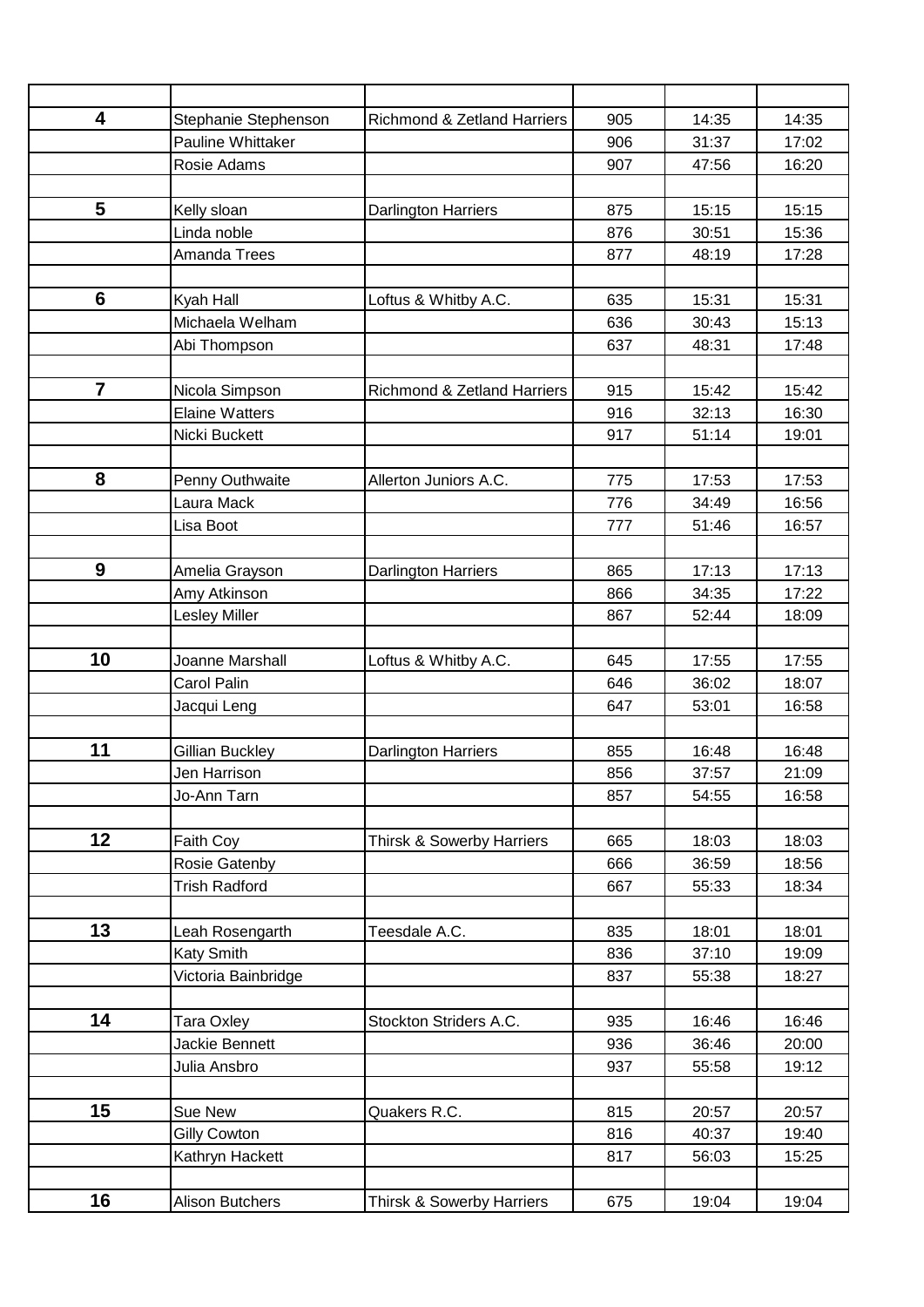| | | | | | |
|---|---|---|---|---|---|
| **4** | Stephanie Stephenson | Richmond & Zetland Harriers | 905 | 14:35 | 14:35 |
| | Pauline Whittaker | | 906 | 31:37 | 17:02 |
| | Rosie Adams | | 907 | 47:56 | 16:20 |
| | | | | | |
| **5** | Kelly sloan | Darlington Harriers | 875 | 15:15 | 15:15 |
| | Linda noble | | 876 | 30:51 | 15:36 |
| | Amanda Trees | | 877 | 48:19 | 17:28 |
| | | | | | |
| **6** | Kyah Hall | Loftus & Whitby A.C. | 635 | 15:31 | 15:31 |
| | Michaela Welham | | 636 | 30:43 | 15:13 |
| | Abi Thompson | | 637 | 48:31 | 17:48 |
| | | | | | |
| **7** | Nicola Simpson | Richmond & Zetland Harriers | 915 | 15:42 | 15:42 |
| | Elaine Watters | | 916 | 32:13 | 16:30 |
| | Nicki Buckett | | 917 | 51:14 | 19:01 |
| | | | | | |
| **8** | Penny Outhwaite | Allerton Juniors A.C. | 775 | 17:53 | 17:53 |
| | Laura Mack | | 776 | 34:49 | 16:56 |
| | Lisa Boot | | 777 | 51:46 | 16:57 |
| | | | | | |
| **9** | Amelia Grayson | Darlington Harriers | 865 | 17:13 | 17:13 |
| | Amy Atkinson | | 866 | 34:35 | 17:22 |
| | Lesley Miller | | 867 | 52:44 | 18:09 |
| | | | | | |
| **10** | Joanne Marshall | Loftus & Whitby A.C. | 645 | 17:55 | 17:55 |
| | Carol Palin | | 646 | 36:02 | 18:07 |
| | Jacqui Leng | | 647 | 53:01 | 16:58 |
| | | | | | |
| **11** | Gillian Buckley | Darlington Harriers | 855 | 16:48 | 16:48 |
| | Jen Harrison | | 856 | 37:57 | 21:09 |
| | Jo-Ann Tarn | | 857 | 54:55 | 16:58 |
| | | | | | |
| **12** | Faith Coy | Thirsk & Sowerby Harriers | 665 | 18:03 | 18:03 |
| | Rosie Gatenby | | 666 | 36:59 | 18:56 |
| | Trish Radford | | 667 | 55:33 | 18:34 |
| | | | | | |
| **13** | Leah Rosengarth | Teesdale A.C. | 835 | 18:01 | 18:01 |
| | Katy Smith | | 836 | 37:10 | 19:09 |
| | Victoria Bainbridge | | 837 | 55:38 | 18:27 |
| | | | | | |
| **14** | Tara Oxley | Stockton Striders A.C. | 935 | 16:46 | 16:46 |
| | Jackie Bennett | | 936 | 36:46 | 20:00 |
| | Julia Ansbro | | 937 | 55:58 | 19:12 |
| | | | | | |
| **15** | Sue New | Quakers R.C. | 815 | 20:57 | 20:57 |
| | Gilly Cowton | | 816 | 40:37 | 19:40 |
| | Kathryn Hackett | | 817 | 56:03 | 15:25 |
| | | | | | |
| **16** | Alison Butchers | Thirsk & Sowerby Harriers | 675 | 19:04 | 19:04 |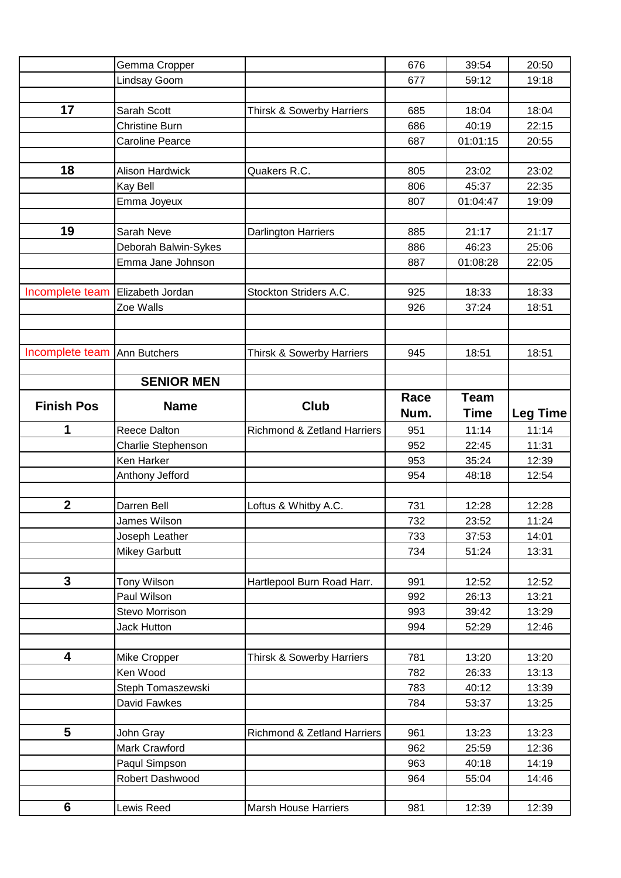| | Gemma Cropper | | 676 | 39:54 | 20:50 |
|---|---|---|---|---|---|
| | Lindsay Goom | | 677 | 59:12 | 19:18 |
| | | | | | |
| **17** | Sarah Scott | Thirsk & Sowerby Harriers | 685 | 18:04 | 18:04 |
| | Christine Burn | | 686 | 40:19 | 22:15 |
| | Caroline Pearce | | 687 | 01:01:15 | 20:55 |
| | | | | | |
| **18** | Alison Hardwick | Quakers R.C. | 805 | 23:02 | 23:02 |
| | Kay Bell | | 806 | 45:37 | 22:35 |
| | Emma Joyeux | | 807 | 01:04:47 | 19:09 |
| | | | | | |
| **19** | Sarah Neve | Darlington Harriers | 885 | 21:17 | 21:17 |
| | Deborah Balwin-Sykes | | 886 | 46:23 | 25:06 |
| | Emma Jane Johnson | | 887 | 01:08:28 | 22:05 |
| | | | | | |
| Incomplete team | Elizabeth Jordan | Stockton Striders A.C. | 925 | 18:33 | 18:33 |
| | Zoe Walls | | 926 | 37:24 | 18:51 |
| | | | | | |
| | | | | | |
| Incomplete team | Ann Butchers | Thirsk & Sowerby Harriers | 945 | 18:51 | 18:51 |
| | | | | | |
| | **SENIOR MEN** | | | | |
| **Finish Pos** | **Name** | **Club** | **Race Num.** | **Team Time** | **Leg Time** |
| **1** | Reece Dalton | Richmond & Zetland Harriers | 951 | 11:14 | 11:14 |
| | Charlie Stephenson | | 952 | 22:45 | 11:31 |
| | Ken Harker | | 953 | 35:24 | 12:39 |
| | Anthony Jefford | | 954 | 48:18 | 12:54 |
| | | | | | |
| **2** | Darren Bell | Loftus & Whitby A.C. | 731 | 12:28 | 12:28 |
| | James Wilson | | 732 | 23:52 | 11:24 |
| | Joseph Leather | | 733 | 37:53 | 14:01 |
| | Mikey Garbutt | | 734 | 51:24 | 13:31 |
| | | | | | |
| **3** | Tony Wilson | Hartlepool Burn Road Harr. | 991 | 12:52 | 12:52 |
| | Paul Wilson | | 992 | 26:13 | 13:21 |
| | Stevo Morrison | | 993 | 39:42 | 13:29 |
| | Jack Hutton | | 994 | 52:29 | 12:46 |
| | | | | | |
| **4** | Mike Cropper | Thirsk & Sowerby Harriers | 781 | 13:20 | 13:20 |
| | Ken Wood | | 782 | 26:33 | 13:13 |
| | Steph Tomaszewski | | 783 | 40:12 | 13:39 |
| | David Fawkes | | 784 | 53:37 | 13:25 |
| | | | | | |
| **5** | John Gray | Richmond & Zetland Harriers | 961 | 13:23 | 13:23 |
| | Mark Crawford | | 962 | 25:59 | 12:36 |
| | Paqul Simpson | | 963 | 40:18 | 14:19 |
| | Robert Dashwood | | 964 | 55:04 | 14:46 |
| | | | | | |
| **6** | Lewis Reed | Marsh House Harriers | 981 | 12:39 | 12:39 |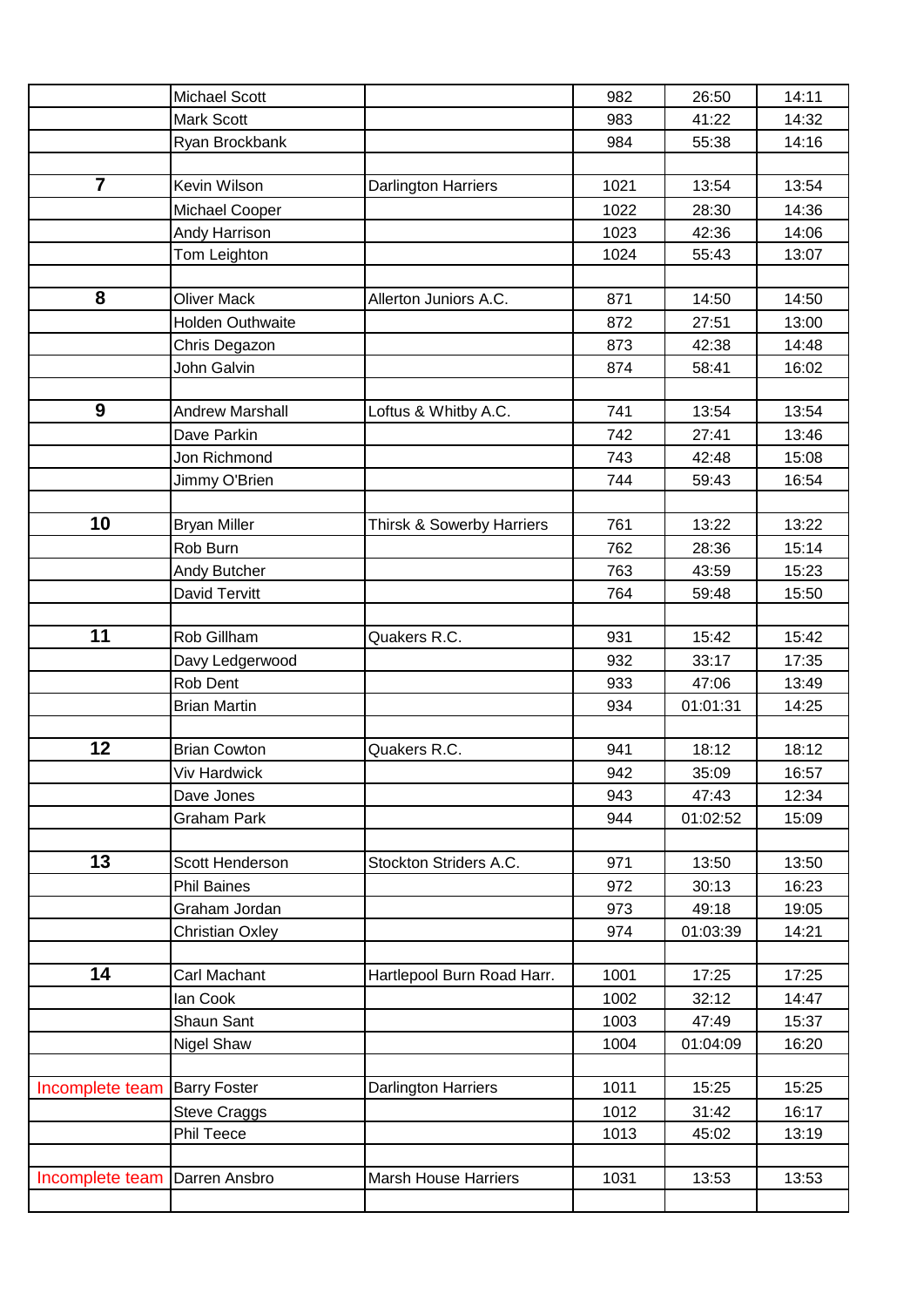| | | | | | |
|---|---|---|---|---|---|
| | Michael Scott | | 982 | 26:50 | 14:11 |
| | Mark Scott | | 983 | 41:22 | 14:32 |
| | Ryan Brockbank | | 984 | 55:38 | 14:16 |
| | | | | | |
| **7** | Kevin Wilson | Darlington Harriers | 1021 | 13:54 | 13:54 |
| | Michael Cooper | | 1022 | 28:30 | 14:36 |
| | Andy Harrison | | 1023 | 42:36 | 14:06 |
| | Tom Leighton | | 1024 | 55:43 | 13:07 |
| | | | | | |
| **8** | Oliver Mack | Allerton Juniors A.C. | 871 | 14:50 | 14:50 |
| | Holden Outhwaite | | 872 | 27:51 | 13:00 |
| | Chris Degazon | | 873 | 42:38 | 14:48 |
| | John Galvin | | 874 | 58:41 | 16:02 |
| | | | | | |
| **9** | Andrew Marshall | Loftus & Whitby A.C. | 741 | 13:54 | 13:54 |
| | Dave Parkin | | 742 | 27:41 | 13:46 |
| | Jon Richmond | | 743 | 42:48 | 15:08 |
| | Jimmy O'Brien | | 744 | 59:43 | 16:54 |
| | | | | | |
| **10** | Bryan Miller | Thirsk & Sowerby Harriers | 761 | 13:22 | 13:22 |
| | Rob Burn | | 762 | 28:36 | 15:14 |
| | Andy Butcher | | 763 | 43:59 | 15:23 |
| | David Tervitt | | 764 | 59:48 | 15:50 |
| | | | | | |
| **11** | Rob Gillham | Quakers R.C. | 931 | 15:42 | 15:42 |
| | Davy Ledgerwood | | 932 | 33:17 | 17:35 |
| | Rob Dent | | 933 | 47:06 | 13:49 |
| | Brian Martin | | 934 | 01:01:31 | 14:25 |
| | | | | | |
| **12** | Brian Cowton | Quakers R.C. | 941 | 18:12 | 18:12 |
| | Viv Hardwick | | 942 | 35:09 | 16:57 |
| | Dave Jones | | 943 | 47:43 | 12:34 |
| | Graham Park | | 944 | 01:02:52 | 15:09 |
| | | | | | |
| **13** | Scott Henderson | Stockton Striders A.C. | 971 | 13:50 | 13:50 |
| | Phil Baines | | 972 | 30:13 | 16:23 |
| | Graham Jordan | | 973 | 49:18 | 19:05 |
| | Christian Oxley | | 974 | 01:03:39 | 14:21 |
| | | | | | |
| **14** | Carl Machant | Hartlepool Burn Road Harr. | 1001 | 17:25 | 17:25 |
| | Ian Cook | | 1002 | 32:12 | 14:47 |
| | Shaun Sant | | 1003 | 47:49 | 15:37 |
| | Nigel Shaw | | 1004 | 01:04:09 | 16:20 |
| | | | | | |
| Incomplete team | Barry Foster | Darlington Harriers | 1011 | 15:25 | 15:25 |
| | Steve Craggs | | 1012 | 31:42 | 16:17 |
| | Phil Teece | | 1013 | 45:02 | 13:19 |
| | | | | | |
| Incomplete team | Darren Ansbro | Marsh House Harriers | 1031 | 13:53 | 13:53 |
| | | | | | |